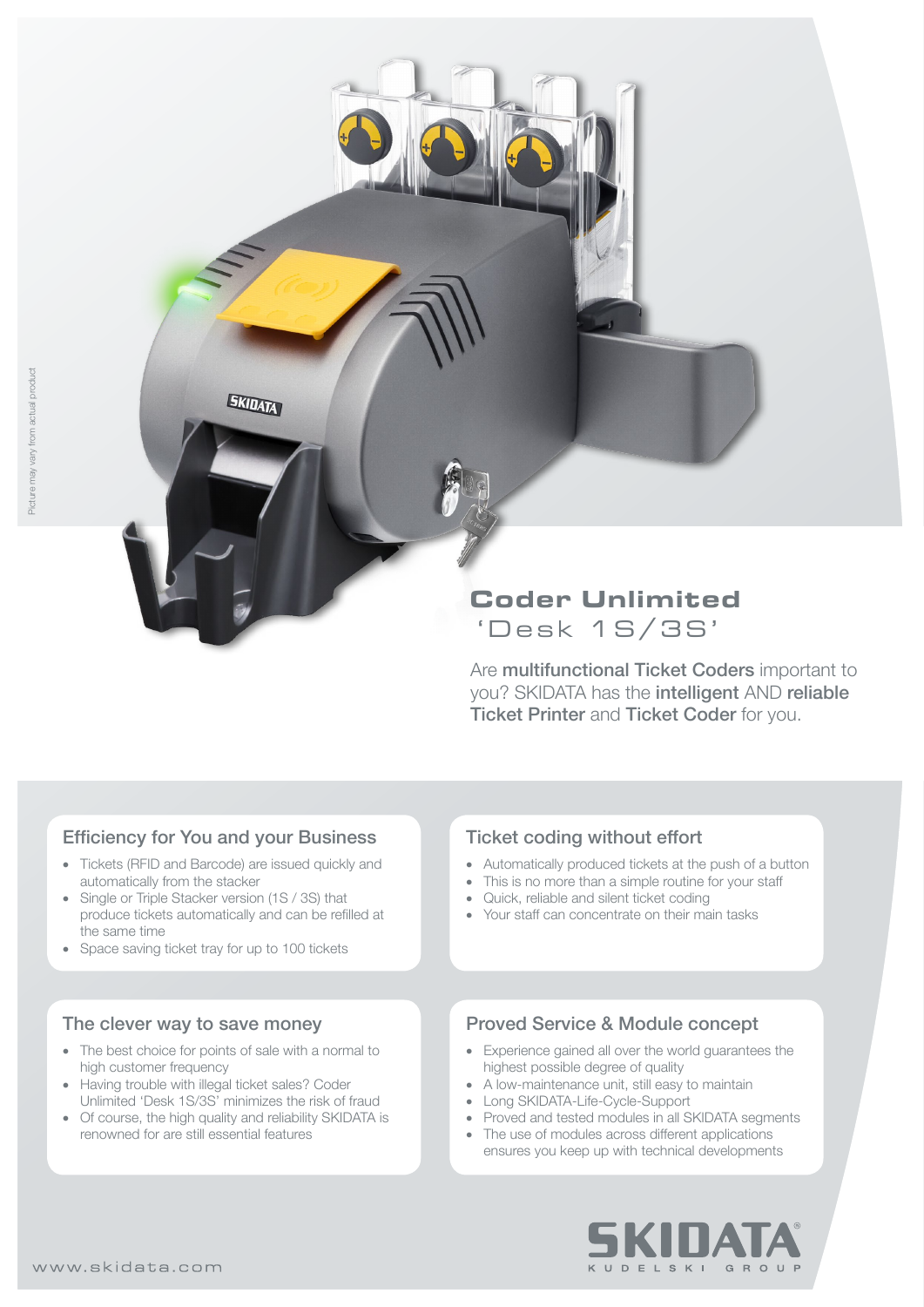Picture may vary from actual product

# Coder Unlimited 'Desk 1S/3S'

Are **multifunctional Ticket Coders** important to you? SKIDATA has the **intelligent** AND **reliable Ticket Printer** and **Ticket Coder** for you.

## Efficiency for You and your Business

- Tickets (RFID and Barcode) are issued quickly and automatically from the stacker
- Single or Triple Stacker version (1S / 3S) that produce tickets automatically and can be refilled at the same time
- Space saving ticket tray for up to 100 tickets

## Ticket coding without effort

- Automatically produced tickets at the push of a button
- This is no more than a simple routine for your staff
- Quick, reliable and silent ticket coding
- Your staff can concentrate on their main tasks

## The clever way to save money

- The best choice for points of sale with a normal to high customer frequency
- Having trouble with illegal ticket sales? Coder Unlimited 'Desk 1S/3S' minimizes the risk of fraud
- Of course, the high quality and reliability SKIDATA is renowned for are still essential features

## Proved Service & Module concept

- Experience gained all over the world guarantees the highest possible degree of quality
- A low-maintenance unit, still easy to maintain
- Long SKIDATA-Life-Cycle-Support
- Proved and tested modules in all SKIDATA segments
- The use of modules across different applications ensures you keep up with technical developments

www.skidata.com

SKIDATA® KUDELSKI GROUP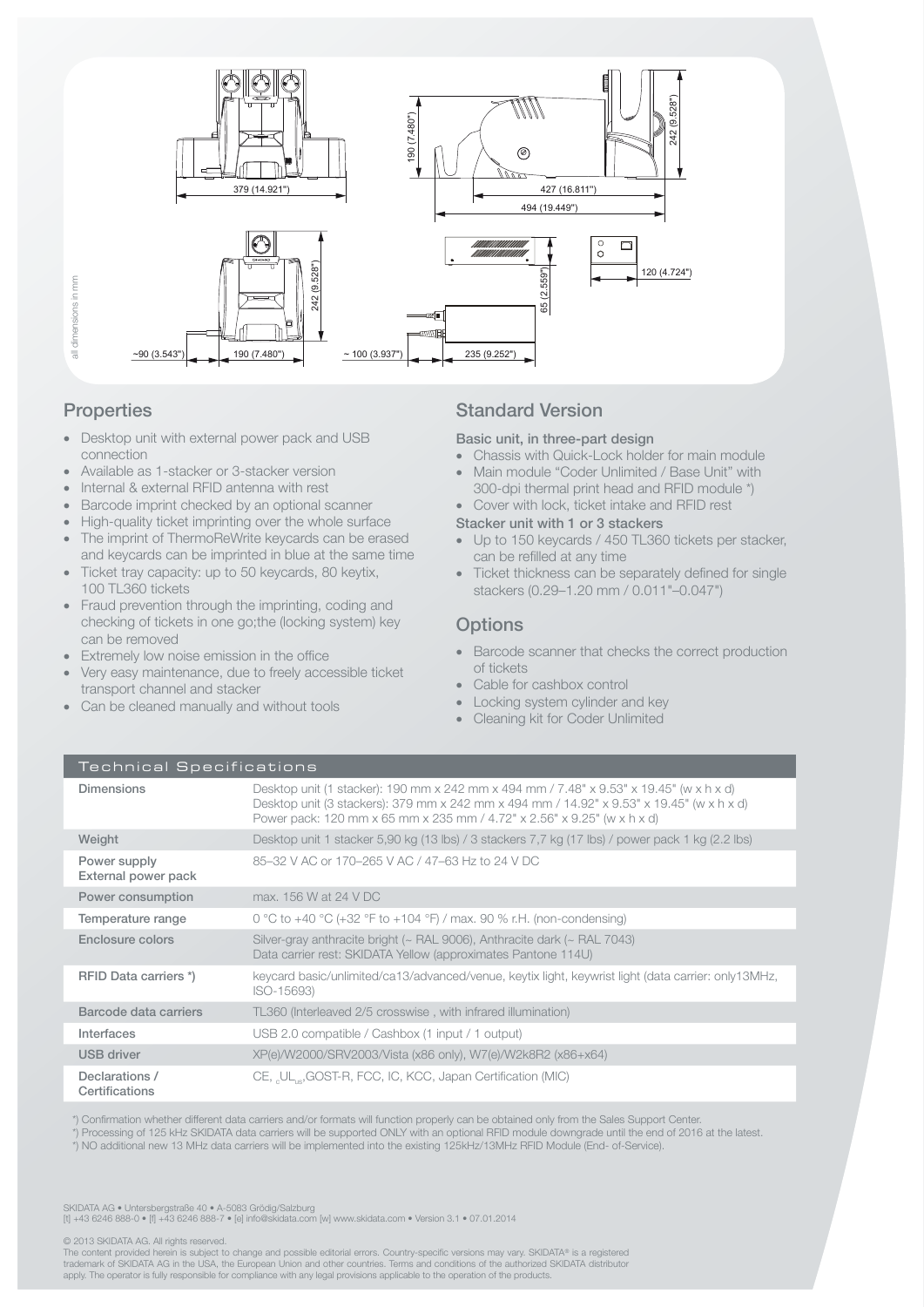all dimensions in mm

379 (14.921")
190 (7.480")
427 (16.811")
494 (19.449")
242 (9.528")
242 (9.528")
120 (4.724")
65 (2.559")
~90 (3.543")
190 (7.480")
~ 100 (3.937")
235 (9.252")

## Properties

- Desktop unit with external power pack and USB connection
- Available as 1-stacker or 3-stacker version
- Internal & external RFID antenna with rest
- Barcode imprint checked by an optional scanner
- High-quality ticket imprinting over the whole surface
- The imprint of ThermoReWrite keycards can be erased and keycards can be imprinted in blue at the same time
- Ticket tray capacity: up to 50 keycards, 80 keytix, 100 TL360 tickets
- Fraud prevention through the imprinting, coding and checking of tickets in one go;the (locking system) key can be removed
- Extremely low noise emission in the office
- Very easy maintenance, due to freely accessible ticket transport channel and stacker
- Can be cleaned manually and without tools

## Standard Version

**Basic unit, in three-part design**

- Chassis with Quick-Lock holder for main module
- Main module "Coder Unlimited / Base Unit" with 300-dpi thermal print head and RFID module *)
- Cover with lock, ticket intake and RFID rest

**Stacker unit with 1 or 3 stackers**

- Up to 150 keycards / 450 TL360 tickets per stacker, can be refilled at any time
- Ticket thickness can be separately defined for single stackers (0.29–1.20 mm / 0.011"–0.047")

## Options

- Barcode scanner that checks the correct production of tickets
- Cable for cashbox control
- Locking system cylinder and key
- Cleaning kit for Coder Unlimited

| Technical Specifications | |
|---|---|
| Dimensions | Desktop unit (1 stacker): 190 mm x 242 mm x 494 mm / 7.48" x 9.53" x 19.45" (w x h x d)<br>Desktop unit (3 stackers): 379 mm x 242 mm x 494 mm / 14.92" x 9.53" x 19.45" (w x h x d)<br>Power pack: 120 mm x 65 mm x 235 mm / 4.72" x 2.56" x 9.25" (w x h x d) |
| Weight | Desktop unit 1 stacker 5,90 kg (13 lbs) / 3 stackers 7,7 kg (17 lbs) / power pack 1 kg (2.2 lbs) |
| Power supply<br>External power pack | 85–32 V AC or 170–265 V AC / 47–63 Hz to 24 V DC |
| Power consumption | max. 156 W at 24 V DC |
| Temperature range | 0 °C to +40 °C (+32 °F to +104 °F) / max. 90 % r.H. (non-condensing) |
| Enclosure colors | Silver-gray anthracite bright (~ RAL 9006), Anthracite dark (~ RAL 7043)<br>Data carrier rest: SKIDATA Yellow (approximates Pantone 114U) |
| RFID Data carriers *) | keycard basic/unlimited/ca13/advanced/venue, keytix light, keywrist light (data carrier: only13MHz, ISO-15693) |
| Barcode data carriers | TL360 (Interleaved 2/5 crosswise , with infrared illumination) |
| Interfaces | USB 2.0 compatible / Cashbox (1 input / 1 output) |
| USB driver | XP(e)/W2000/SRV2003/Vista (x86 only), W7(e)/W2k8R2 (x86+x64) |
| Declarations /<br>Certifications | CE, $_{c}$UL$_{us}$,GOST-R, FCC, IC, KCC, Japan Certification (MIC) |

*) Confirmation whether different data carriers and/or formats will function properly can be obtained only from the Sales Support Center.
*) Processing of 125 kHz SKIDATA data carriers will be supported ONLY with an optional RFID module downgrade until the end of 2016 at the latest.
*) NO additional new 13 MHz data carriers will be implemented into the existing 125kHz/13MHz RFID Module (End- of-Service).

SKIDATA AG • Untersbergstraße 40 • A-5083 Grödig/Salzburg
[t] +43 6246 888-0 • [f] +43 6246 888-7 • [e] info@skidata.com [w] www.skidata.com • Version 3.1 • 07.01.2014

© 2013 SKIDATA AG. All rights reserved.
The content provided herein is subject to change and possible editorial errors. Country-specific versions may vary. SKIDATA® is a registered trademark of SKIDATA AG in the USA, the European Union and other countries. Terms and conditions of the authorized SKIDATA distributor apply. The operator is fully responsible for compliance with any legal provisions applicable to the operation of the products.